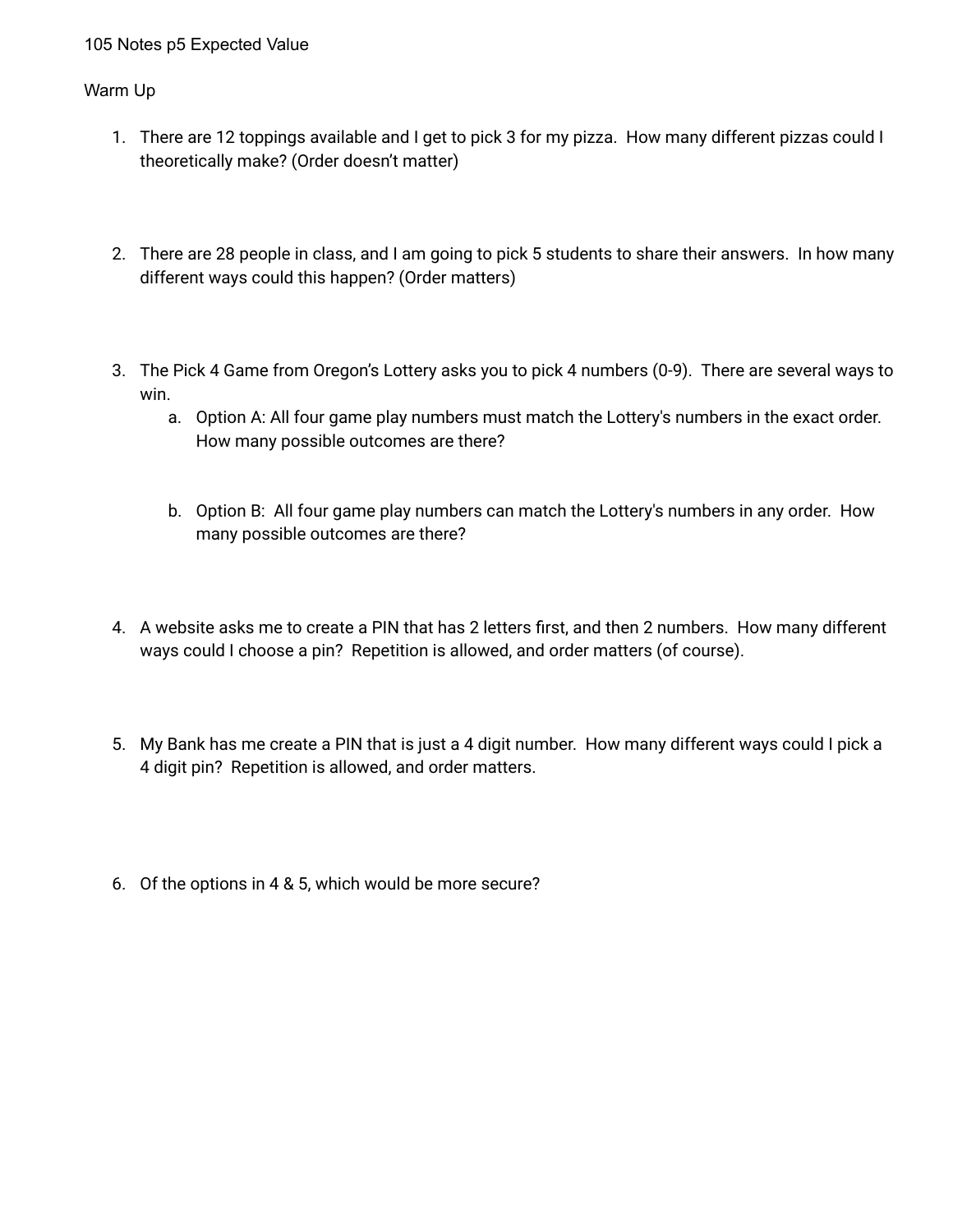105 Notes p5 Expected Value

Warm Up

1. There are 12 toppings available and I get to pick 3 for my pizza. How many different pizzas could I theoretically make? (Order doesn't matter)

2. There are 28 people in class, and I am going to pick 5 students to share their answers. In how many different ways could this happen? (Order matters)

3. The Pick 4 Game from Oregon's Lottery asks you to pick 4 numbers (0-9). There are several ways to win.
   a. Option A: All four game play numbers must match the Lottery's numbers in the exact order. How many possible outcomes are there?
   b. Option B: All four game play numbers can match the Lottery's numbers in any order. How many possible outcomes are there?

4. A website asks me to create a PIN that has 2 letters first, and then 2 numbers. How many different ways could I choose a pin? Repetition is allowed, and order matters (of course).

5. My Bank has me create a PIN that is just a 4 digit number. How many different ways could I pick a 4 digit pin? Repetition is allowed, and order matters.

6. Of the options in 4 & 5, which would be more secure?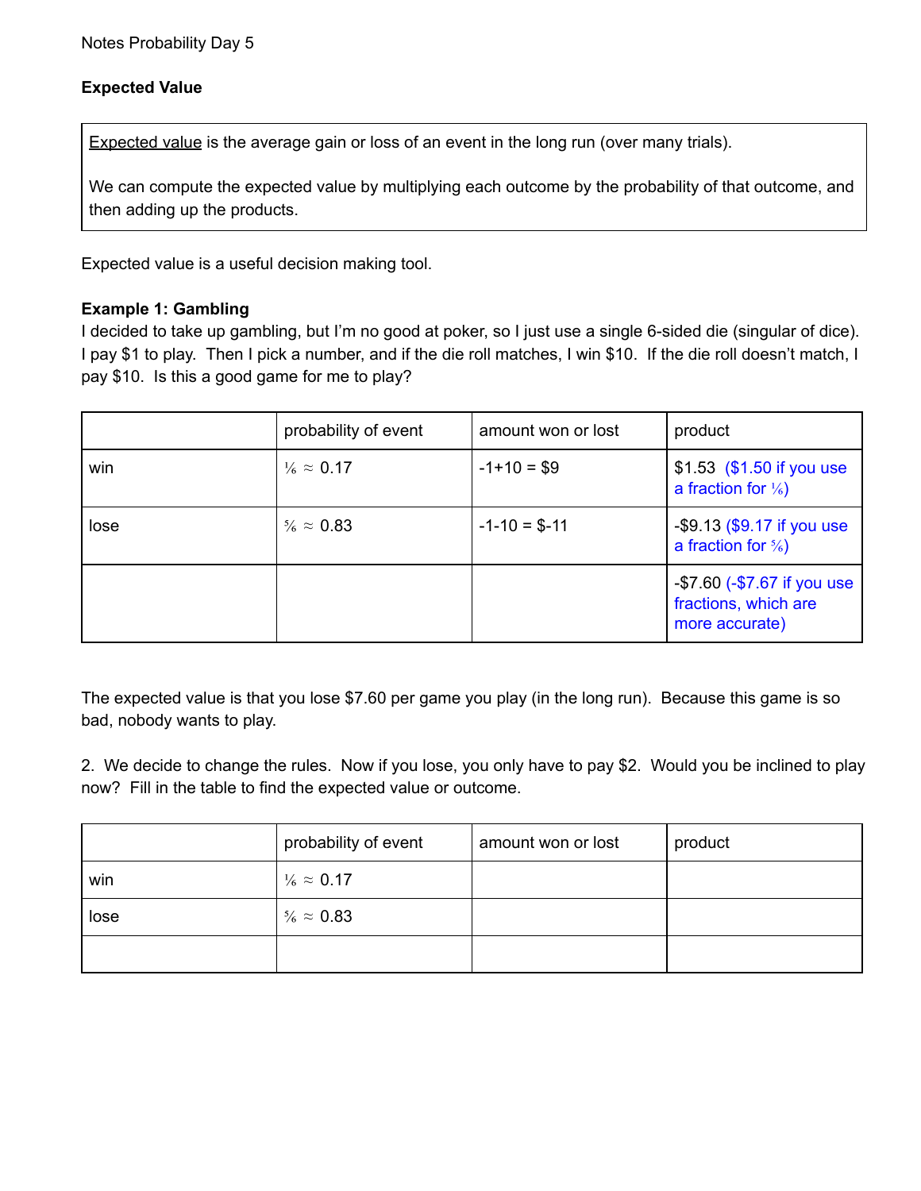Notes Probability Day 5

**Expected Value**

| Expected value is the average gain or loss of an event in the long run (over many trials).<br><br>We can compute the expected value by multiplying each outcome by the probability of that outcome, and then adding up the products. |
|---|

Expected value is a useful decision making tool.

**Example 1: Gambling**

I decided to take up gambling, but I'm no good at poker, so I just use a single 6-sided die (singular of dice). I pay $1 to play. Then I pick a number, and if the die roll matches, I win $10. If the die roll doesn't match, I pay $10. Is this a good game for me to play?

| | probability of event | amount won or lost | product |
|---|---|---|---|
| win | ⅙ ≈ 0.17 | -1+10 = $9 | $1.53 ($1.50 if you use a fraction for ⅙) |
| lose | ⅚ ≈ 0.83 | -1-10 = $-11 | -$9.13 ($9.17 if you use a fraction for ⅚) |
| | | | -$7.60 (-$7.67 if you use fractions, which are more accurate) |

The expected value is that you lose $7.60 per game you play (in the long run). Because this game is so bad, nobody wants to play.

2. We decide to change the rules. Now if you lose, you only have to pay $2. Would you be inclined to play now? Fill in the table to find the expected value or outcome.

| | probability of event | amount won or lost | product |
|---|---|---|---|
| win | ⅙ ≈ 0.17 | | |
| lose | ⅚ ≈ 0.83 | | |
| | | | |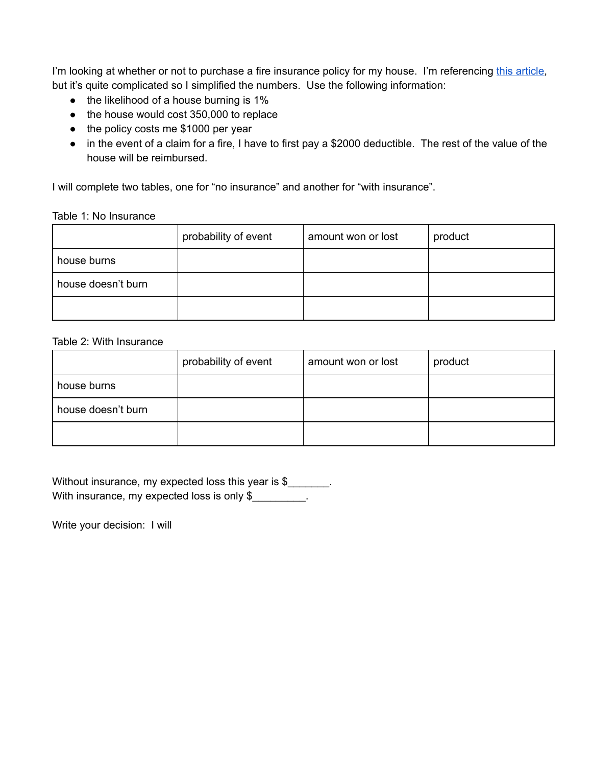I'm looking at whether or not to purchase a fire insurance policy for my house. I'm referencing this article, but it's quite complicated so I simplified the numbers. Use the following information:

- the likelihood of a house burning is 1%
- the house would cost 350,000 to replace
- the policy costs me $1000 per year
- in the event of a claim for a fire, I have to first pay a $2000 deductible. The rest of the value of the house will be reimbursed.

I will complete two tables, one for "no insurance" and another for "with insurance".

Table 1: No Insurance

| | probability of event | amount won or lost | product |
|---|---|---|---|
| house burns | | | |
| house doesn't burn | | | |
| | | | |

Table 2: With Insurance

| | probability of event | amount won or lost | product |
|---|---|---|---|
| house burns | | | |
| house doesn't burn | | | |
| | | | |

Without insurance, my expected loss this year is $_______.
With insurance, my expected loss is only $_________.

Write your decision: I will